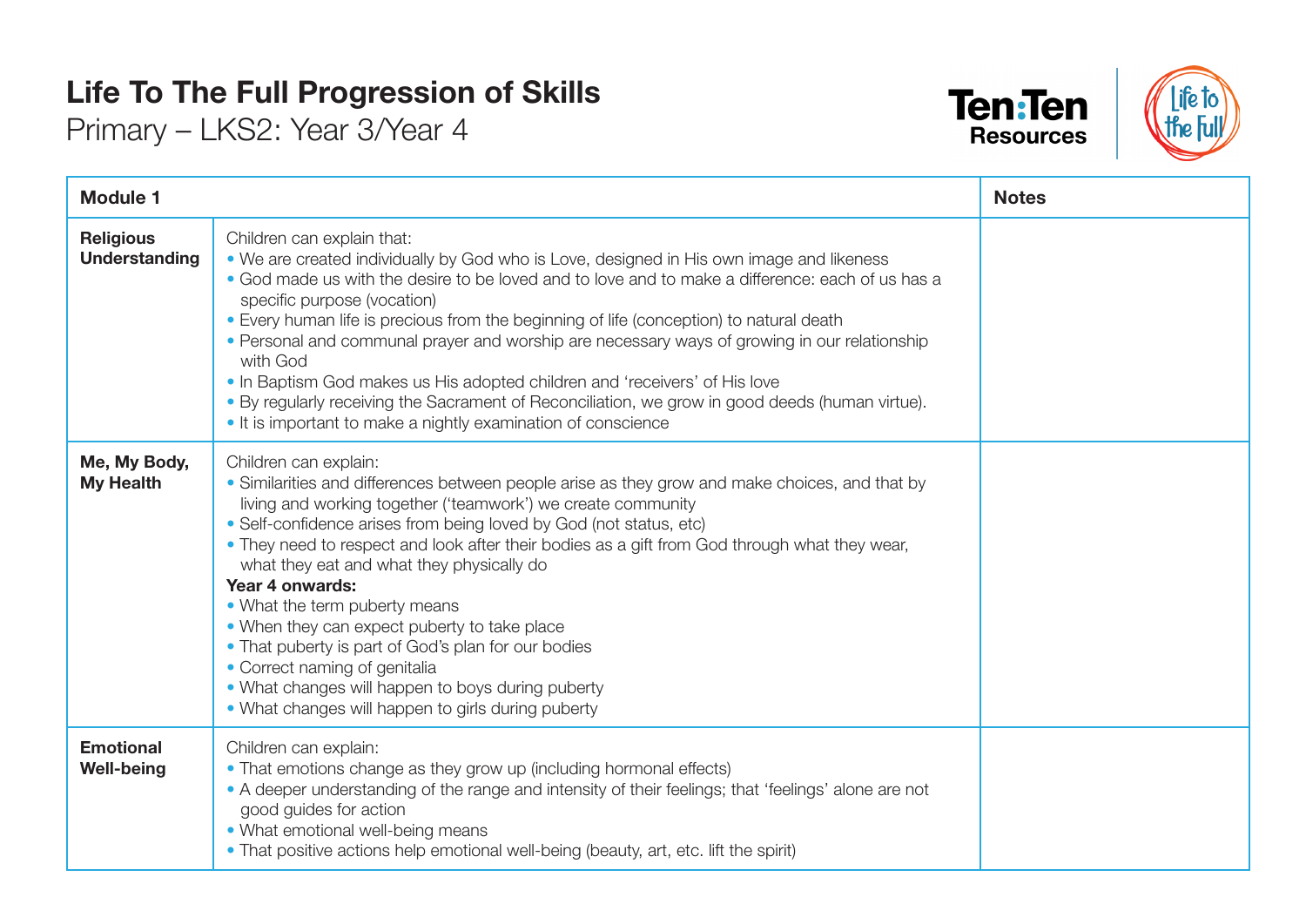# Life To The Full Progression of Skills

Primary – LKS2: Year 3/Year 4

| Module 1 | | Notes |
|---|---|---|
| **Religious Understanding** | Children can explain that:<br>• We are created individually by God who is Love, designed in His own image and likeness<br>• God made us with the desire to be loved and to love and to make a difference: each of us has a specific purpose (vocation)<br>• Every human life is precious from the beginning of life (conception) to natural death<br>• Personal and communal prayer and worship are necessary ways of growing in our relationship with God<br>• In Baptism God makes us His adopted children and 'receivers' of His love<br>• By regularly receiving the Sacrament of Reconciliation, we grow in good deeds (human virtue).<br>• It is important to make a nightly examination of conscience | |
| **Me, My Body, My Health** | Children can explain:<br>• Similarities and differences between people arise as they grow and make choices, and that by living and working together ('teamwork') we create community<br>• Self-confidence arises from being loved by God (not status, etc)<br>• They need to respect and look after their bodies as a gift from God through what they wear, what they eat and what they physically do<br>**Year 4 onwards:**<br>• What the term puberty means<br>• When they can expect puberty to take place<br>• That puberty is part of God's plan for our bodies<br>• Correct naming of genitalia<br>• What changes will happen to boys during puberty<br>• What changes will happen to girls during puberty | |
| **Emotional Well-being** | Children can explain:<br>• That emotions change as they grow up (including hormonal effects)<br>• A deeper understanding of the range and intensity of their feelings; that 'feelings' alone are not good guides for action<br>• What emotional well-being means<br>• That positive actions help emotional well-being (beauty, art, etc. lift the spirit) | |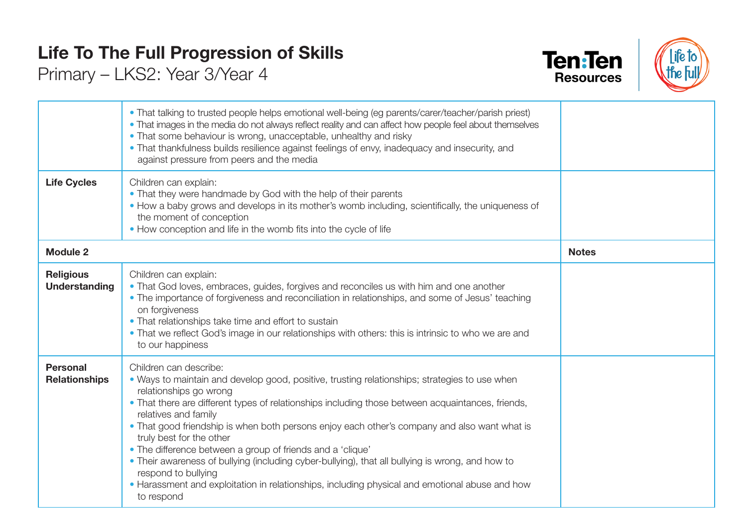# Life To The Full Progression of Skills

Primary – LKS2: Year 3/Year 4

| | | |
|---|---|---|
| | • That talking to trusted people helps emotional well-being (eg parents/carer/teacher/parish priest)<br>• That images in the media do not always reflect reality and can affect how people feel about themselves<br>• That some behaviour is wrong, unacceptable, unhealthy and risky<br>• That thankfulness builds resilience against feelings of envy, inadequacy and insecurity, and against pressure from peers and the media | |
| **Life Cycles** | Children can explain:<br>• That they were handmade by God with the help of their parents<br>• How a baby grows and develops in its mother's womb including, scientifically, the uniqueness of the moment of conception<br>• How conception and life in the womb fits into the cycle of life | |
| **Module 2** | | **Notes** |
| **Religious Understanding** | Children can explain:<br>• That God loves, embraces, guides, forgives and reconciles us with him and one another<br>• The importance of forgiveness and reconciliation in relationships, and some of Jesus' teaching on forgiveness<br>• That relationships take time and effort to sustain<br>• That we reflect God's image in our relationships with others: this is intrinsic to who we are and to our happiness | |
| **Personal Relationships** | Children can describe:<br>• Ways to maintain and develop good, positive, trusting relationships; strategies to use when relationships go wrong<br>• That there are different types of relationships including those between acquaintances, friends, relatives and family<br>• That good friendship is when both persons enjoy each other's company and also want what is truly best for the other<br>• The difference between a group of friends and a 'clique'<br>• Their awareness of bullying (including cyber-bullying), that all bullying is wrong, and how to respond to bullying<br>• Harassment and exploitation in relationships, including physical and emotional abuse and how to respond | |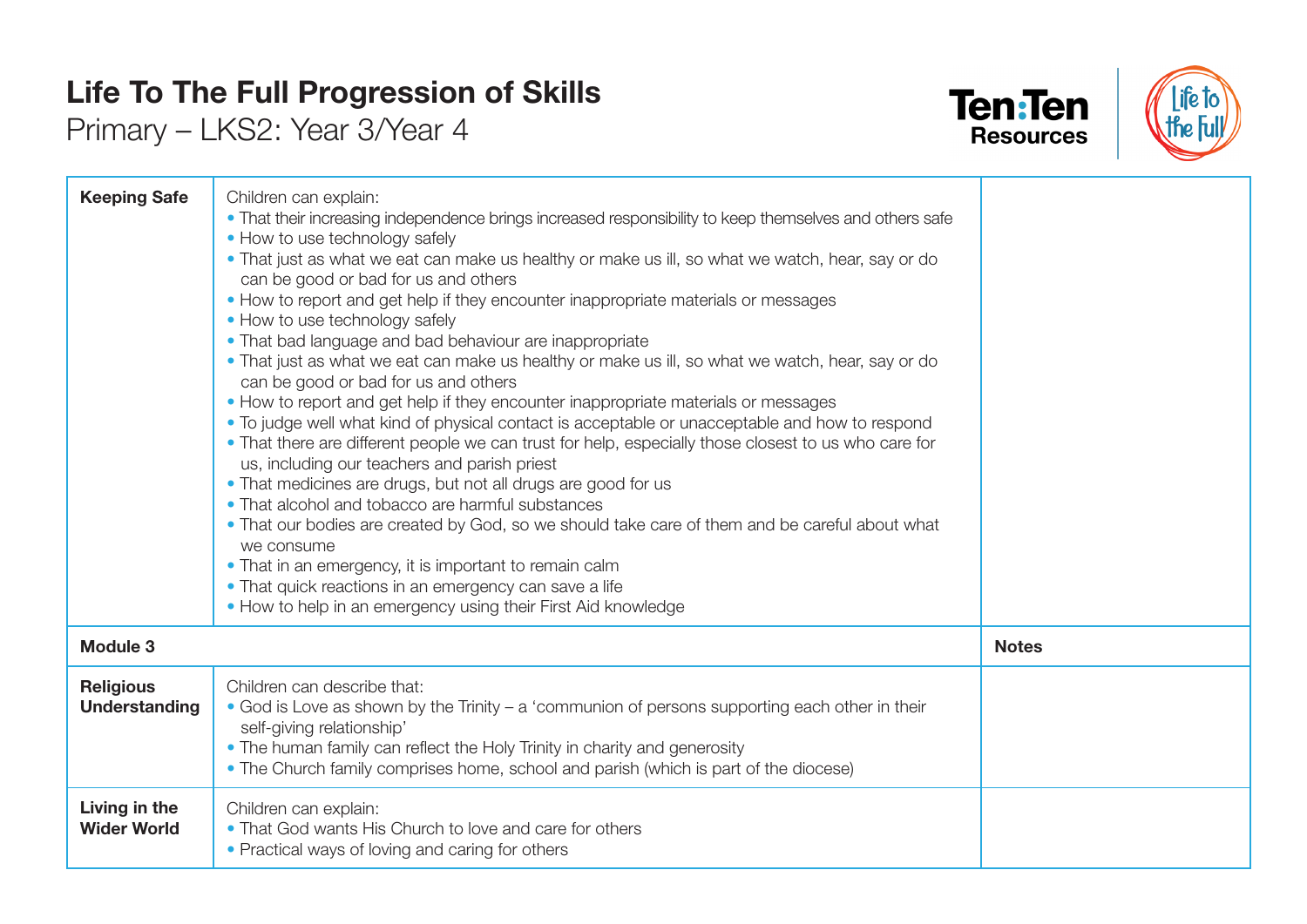# Life To The Full Progression of Skills

Primary – LKS2: Year 3/Year 4

| | | |
|---|---|---|
| **Keeping Safe** | Children can explain:<br>• That their increasing independence brings increased responsibility to keep themselves and others safe<br>• How to use technology safely<br>• That just as what we eat can make us healthy or make us ill, so what we watch, hear, say or do can be good or bad for us and others<br>• How to report and get help if they encounter inappropriate materials or messages<br>• How to use technology safely<br>• That bad language and bad behaviour are inappropriate<br>• That just as what we eat can make us healthy or make us ill, so what we watch, hear, say or do can be good or bad for us and others<br>• How to report and get help if they encounter inappropriate materials or messages<br>• To judge well what kind of physical contact is acceptable or unacceptable and how to respond<br>• That there are different people we can trust for help, especially those closest to us who care for us, including our teachers and parish priest<br>• That medicines are drugs, but not all drugs are good for us<br>• That alcohol and tobacco are harmful substances<br>• That our bodies are created by God, so we should take care of them and be careful about what we consume<br>• That in an emergency, it is important to remain calm<br>• That quick reactions in an emergency can save a life<br>• How to help in an emergency using their First Aid knowledge | |
| **Module 3** | | **Notes** |
| **Religious Understanding** | Children can describe that:<br>• God is Love as shown by the Trinity – a 'communion of persons supporting each other in their self-giving relationship'<br>• The human family can reflect the Holy Trinity in charity and generosity<br>• The Church family comprises home, school and parish (which is part of the diocese) | |
| **Living in the Wider World** | Children can explain:<br>• That God wants His Church to love and care for others<br>• Practical ways of loving and caring for others | |